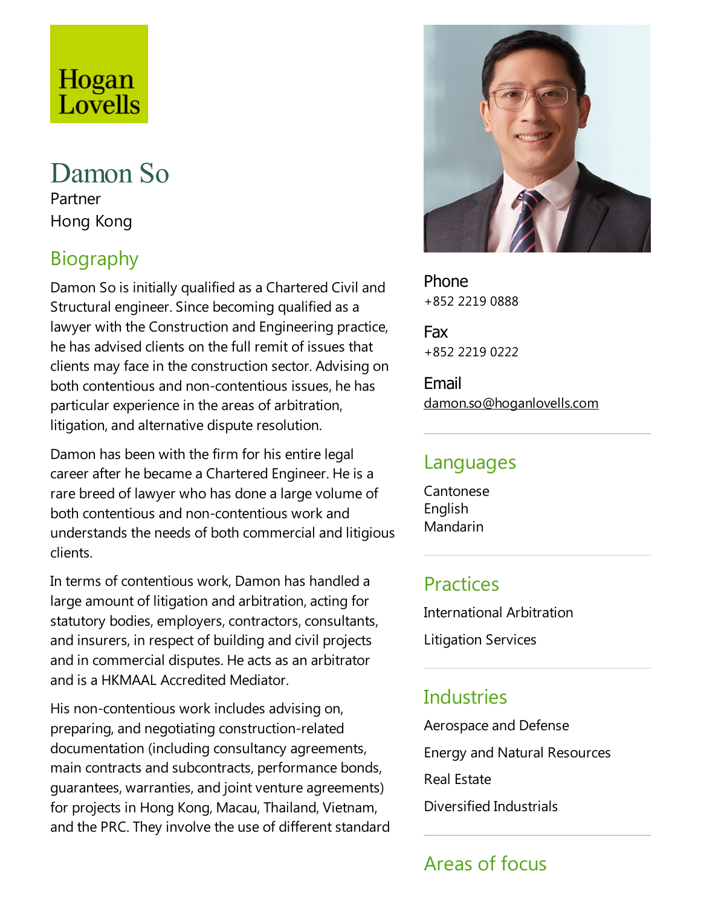Hogan Lovells

# Damon So

Partner

Hong Kong

## Biography

Damon So is initially qualified as a Chartered Civil and Structural engineer. Since becoming qualified as a lawyer with the Construction and Engineering practice, he has advised clients on the full remit of issues that clients may face in the construction sector. Advising on both contentious and non-contentious issues, he has particular experience in the areas of arbitration, litigation, and alternative dispute resolution.

Damon has been with the firm for his entire legal career after he became a Chartered Engineer. He is a rare breed of lawyer who has done a large volume of both contentious and non-contentious work and understands the needs of both commercial and litigious clients.

In terms of contentious work, Damon has handled a large amount of litigation and arbitration, acting for statutory bodies, employers, contractors, consultants, and insurers, in respect of building and civil projects and in commercial disputes. He acts as an arbitrator and is a HKMAAL Accredited Mediator.

His non-contentious work includes advising on, preparing, and negotiating construction-related documentation (including consultancy agreements, main contracts and subcontracts, performance bonds, guarantees, warranties, and joint venture agreements) for projects in Hong Kong, Macau, Thailand, Vietnam, and the PRC. They involve the use of different standard

**Phone**
+852 2219 0888

**Fax**
+852 2219 0222

**Email**
damon.so@hoganlovells.com

## Languages

Cantonese
English
Mandarin

## Practices

International Arbitration

Litigation Services

## Industries

Aerospace and Defense

Energy and Natural Resources

Real Estate

Diversified Industrials

## Areas of focus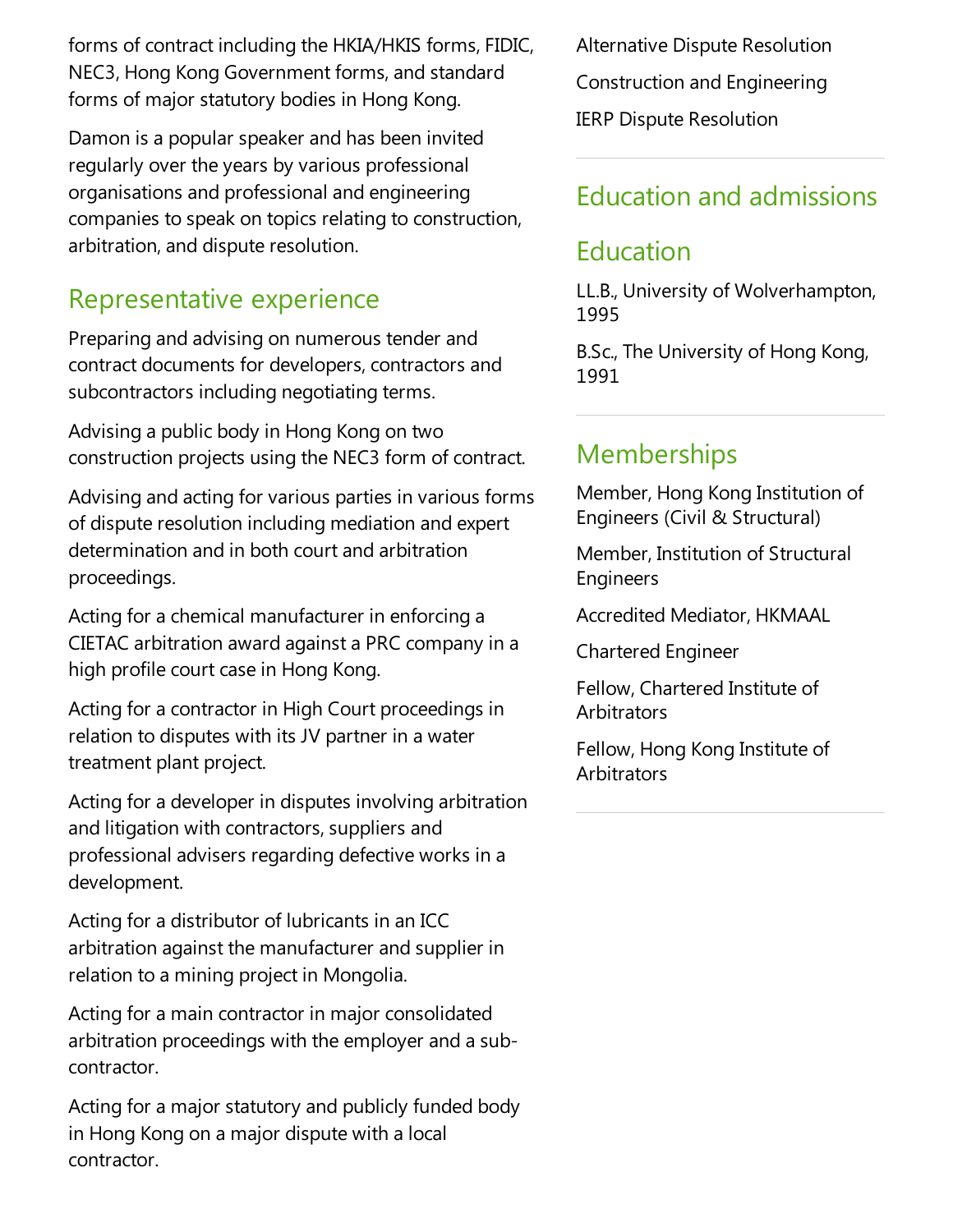forms of contract including the HKIA/HKIS forms, FIDIC, NEC3, Hong Kong Government forms, and standard forms of major statutory bodies in Hong Kong.

Damon is a popular speaker and has been invited regularly over the years by various professional organisations and professional and engineering companies to speak on topics relating to construction, arbitration, and dispute resolution.

## Representative experience

Preparing and advising on numerous tender and contract documents for developers, contractors and subcontractors including negotiating terms.

Advising a public body in Hong Kong on two construction projects using the NEC3 form of contract.

Advising and acting for various parties in various forms of dispute resolution including mediation and expert determination and in both court and arbitration proceedings.

Acting for a chemical manufacturer in enforcing a CIETAC arbitration award against a PRC company in a high profile court case in Hong Kong.

Acting for a contractor in High Court proceedings in relation to disputes with its JV partner in a water treatment plant project.

Acting for a developer in disputes involving arbitration and litigation with contractors, suppliers and professional advisers regarding defective works in a development.

Acting for a distributor of lubricants in an ICC arbitration against the manufacturer and supplier in relation to a mining project in Mongolia.

Acting for a main contractor in major consolidated arbitration proceedings with the employer and a sub-contractor.

Acting for a major statutory and publicly funded body in Hong Kong on a major dispute with a local contractor.

Alternative Dispute Resolution

Construction and Engineering

IERP Dispute Resolution

## Education and admissions

### Education

LL.B., University of Wolverhampton, 1995

B.Sc., The University of Hong Kong, 1991

## Memberships

Member, Hong Kong Institution of Engineers (Civil & Structural)

Member, Institution of Structural Engineers

Accredited Mediator, HKMAAL

Chartered Engineer

Fellow, Chartered Institute of Arbitrators

Fellow, Hong Kong Institute of Arbitrators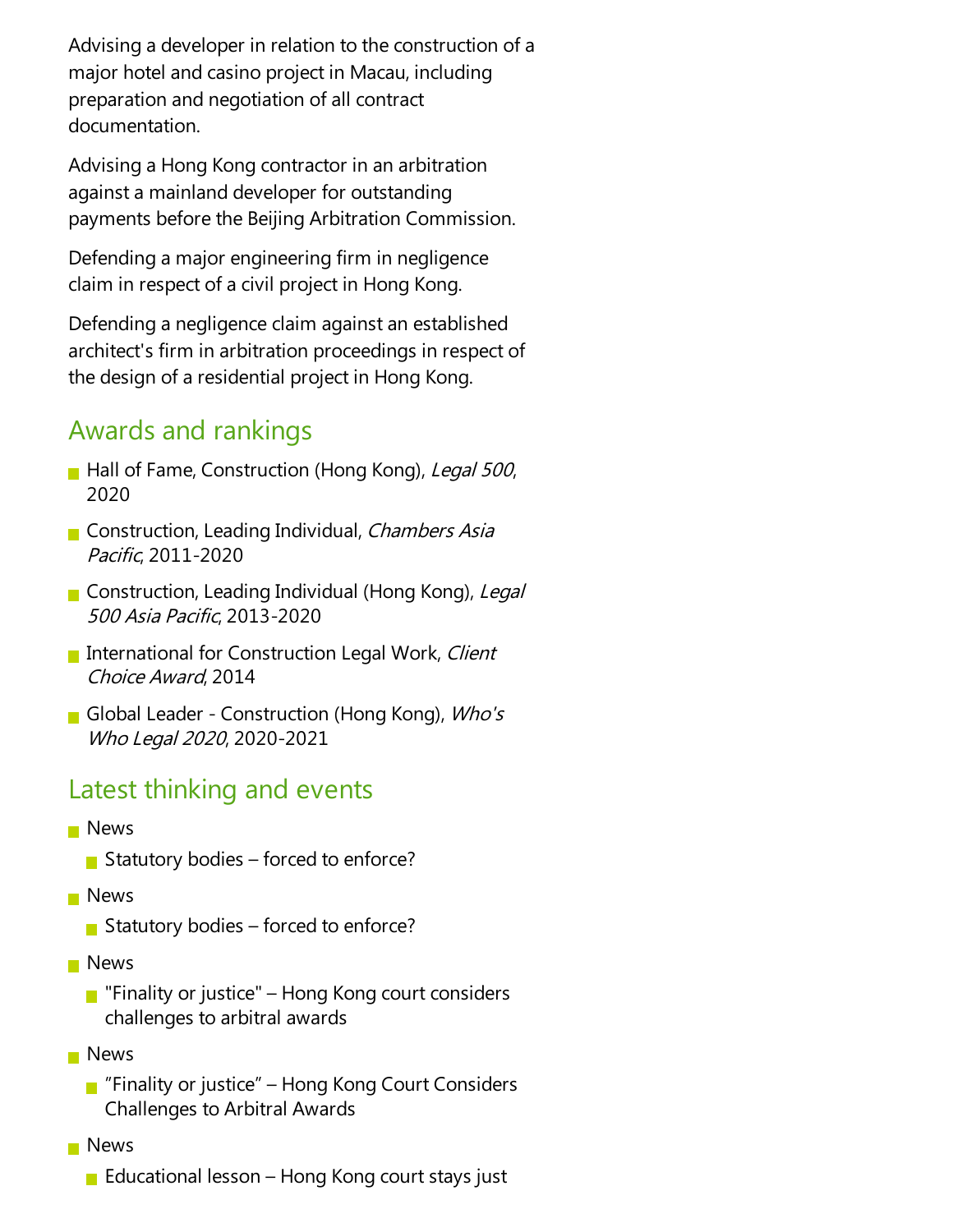Advising a developer in relation to the construction of a major hotel and casino project in Macau, including preparation and negotiation of all contract documentation.

Advising a Hong Kong contractor in an arbitration against a mainland developer for outstanding payments before the Beijing Arbitration Commission.

Defending a major engineering firm in negligence claim in respect of a civil project in Hong Kong.

Defending a negligence claim against an established architect's firm in arbitration proceedings in respect of the design of a residential project in Hong Kong.

## Awards and rankings

- Hall of Fame, Construction (Hong Kong), *Legal 500*, 2020
- Construction, Leading Individual, *Chambers Asia Pacific*, 2011-2020
- Construction, Leading Individual (Hong Kong), *Legal 500 Asia Pacific*, 2013-2020
- International for Construction Legal Work, *Client Choice Award*, 2014
- Global Leader - Construction (Hong Kong), *Who's Who Legal 2020*, 2020-2021

## Latest thinking and events

- News
  - Statutory bodies – forced to enforce?
- News
  - Statutory bodies – forced to enforce?
- News
  - "Finality or justice" – Hong Kong court considers challenges to arbitral awards
- News
  - "Finality or justice" – Hong Kong Court Considers Challenges to Arbitral Awards
- News
  - Educational lesson – Hong Kong court stays just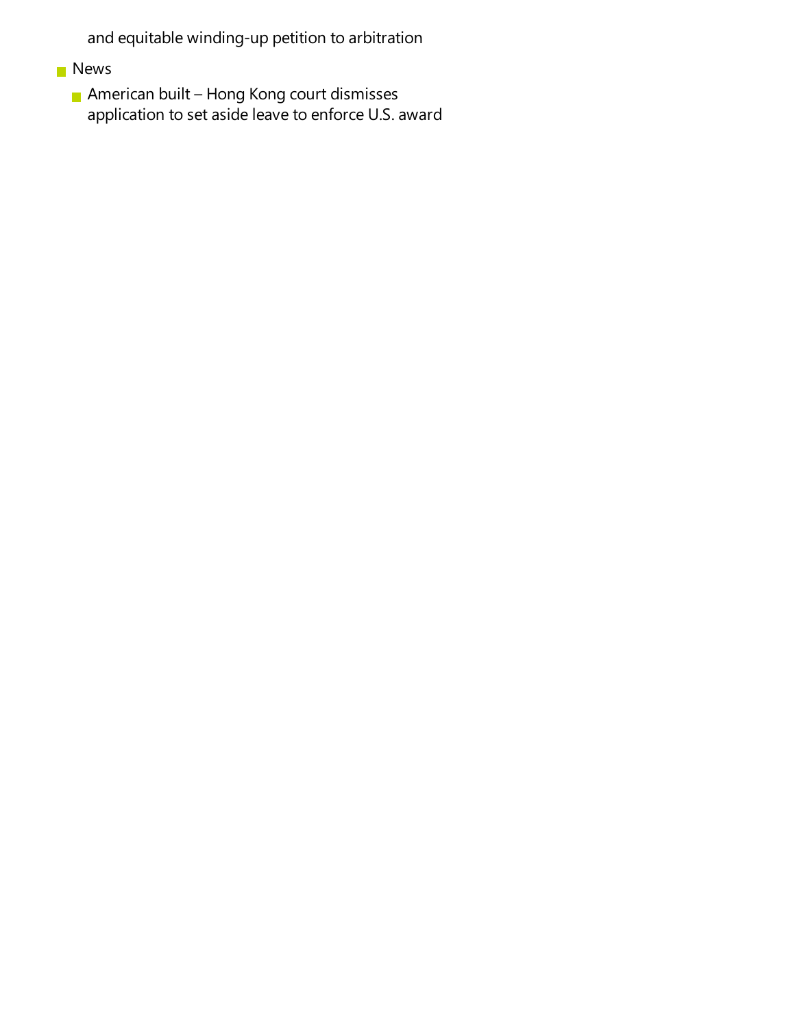and equitable winding-up petition to arbitration

- News
  - American built – Hong Kong court dismisses application to set aside leave to enforce U.S. award